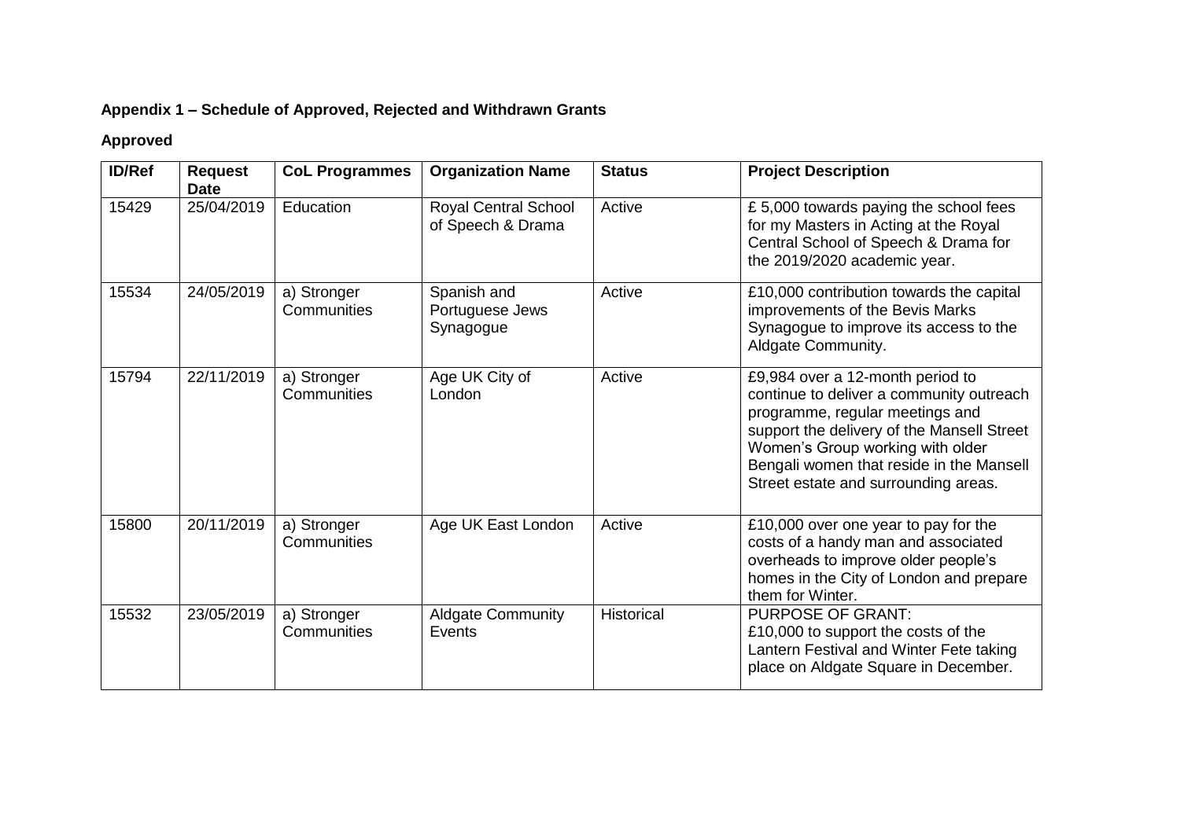**Appendix 1 – Schedule of Approved, Rejected and Withdrawn Grants**

**Approved**

| ID/Ref | Request Date | CoL Programmes | Organization Name | Status | Project Description |
|---|---|---|---|---|---|
| 15429 | 25/04/2019 | Education | Royal Central School of Speech & Drama | Active | £ 5,000 towards paying the school fees for my Masters in Acting at the Royal Central School of Speech & Drama for the 2019/2020 academic year. |
| 15534 | 24/05/2019 | a) Stronger Communities | Spanish and Portuguese Jews Synagogue | Active | £10,000 contribution towards the capital improvements of the Bevis Marks Synagogue to improve its access to the Aldgate Community. |
| 15794 | 22/11/2019 | a) Stronger Communities | Age UK City of London | Active | £9,984 over a 12-month period to continue to deliver a community outreach programme, regular meetings and support the delivery of the Mansell Street Women's Group working with older Bengali women that reside in the Mansell Street estate and surrounding areas. |
| 15800 | 20/11/2019 | a) Stronger Communities | Age UK East London | Active | £10,000 over one year to pay for the costs of a handy man and associated overheads to improve older people's homes in the City of London and prepare them for Winter. |
| 15532 | 23/05/2019 | a) Stronger Communities | Aldgate Community Events | Historical | PURPOSE OF GRANT: £10,000 to support the costs of the Lantern Festival and Winter Fete taking place on Aldgate Square in December. |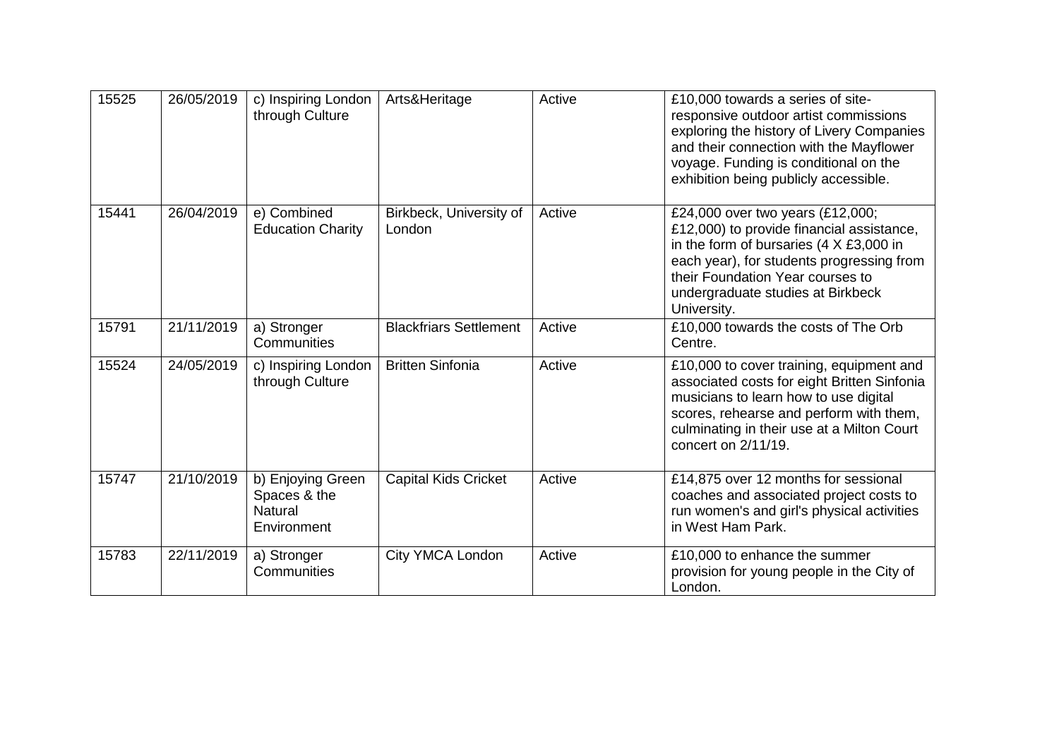| 15525 | 26/05/2019 | c) Inspiring London through Culture | Arts&Heritage | Active | £10,000 towards a series of site-responsive outdoor artist commissions exploring the history of Livery Companies and their connection with the Mayflower voyage. Funding is conditional on the exhibition being publicly accessible. |
|---|---|---|---|---|---|
| 15441 | 26/04/2019 | e) Combined Education Charity | Birkbeck, University of London | Active | £24,000 over two years (£12,000; £12,000) to provide financial assistance, in the form of bursaries (4 X £3,000 in each year), for students progressing from their Foundation Year courses to undergraduate studies at Birkbeck University. |
| 15791 | 21/11/2019 | a) Stronger Communities | Blackfriars Settlement | Active | £10,000 towards the costs of The Orb Centre. |
| 15524 | 24/05/2019 | c) Inspiring London through Culture | Britten Sinfonia | Active | £10,000 to cover training, equipment and associated costs for eight Britten Sinfonia musicians to learn how to use digital scores, rehearse and perform with them, culminating in their use at a Milton Court concert on 2/11/19. |
| 15747 | 21/10/2019 | b) Enjoying Green Spaces & the Natural Environment | Capital Kids Cricket | Active | £14,875 over 12 months for sessional coaches and associated project costs to run women's and girl's physical activities in West Ham Park. |
| 15783 | 22/11/2019 | a) Stronger Communities | City YMCA London | Active | £10,000 to enhance the summer provision for young people in the City of London. |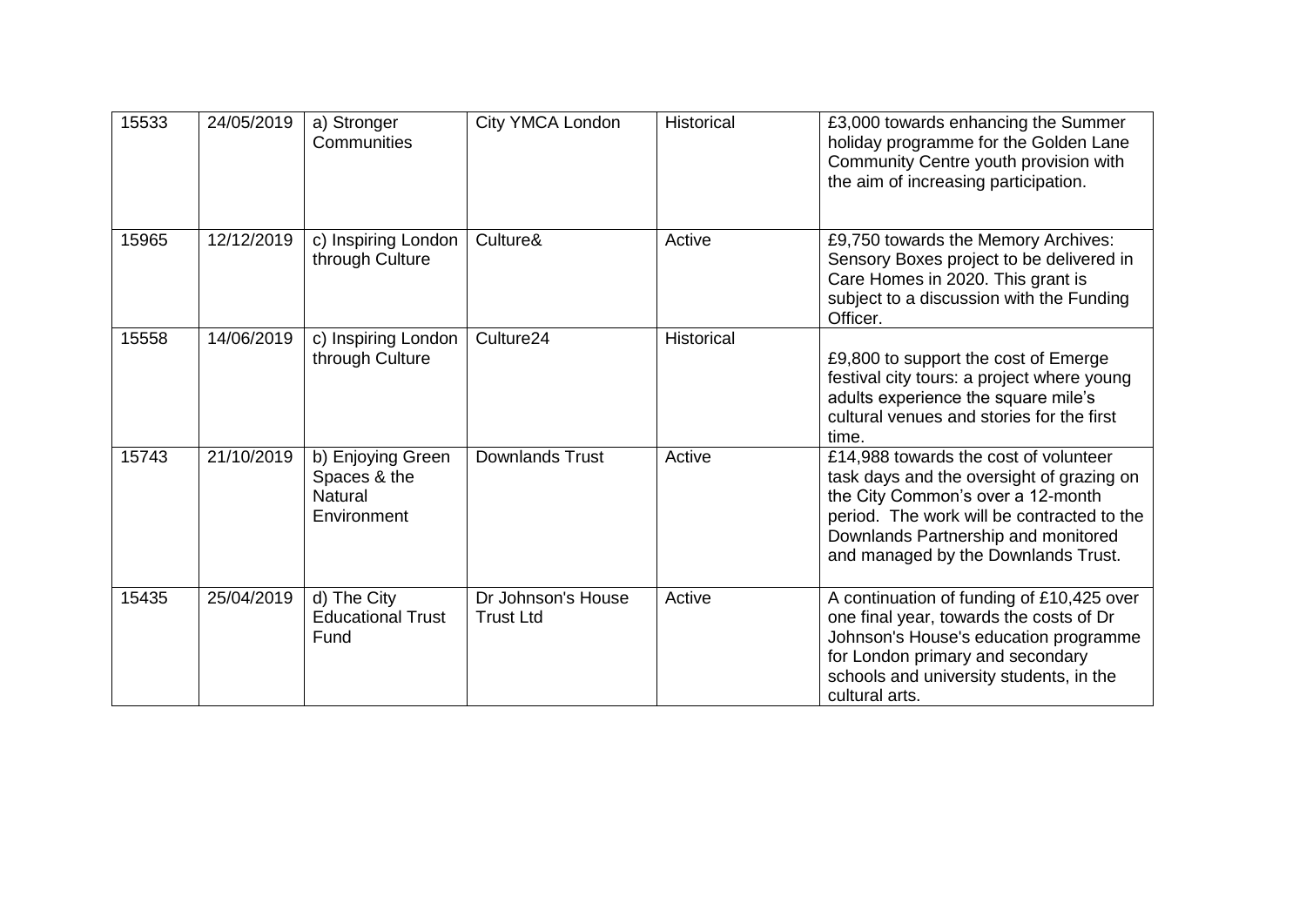| | | | | | |
|---|---|---|---|---|---|
| 15533 | 24/05/2019 | a) Stronger Communities | City YMCA London | Historical | £3,000 towards enhancing the Summer holiday programme for the Golden Lane Community Centre youth provision with the aim of increasing participation. |
| 15965 | 12/12/2019 | c) Inspiring London through Culture | Culture& | Active | £9,750 towards the Memory Archives: Sensory Boxes project to be delivered in Care Homes in 2020. This grant is subject to a discussion with the Funding Officer. |
| 15558 | 14/06/2019 | c) Inspiring London through Culture | Culture24 | Historical | £9,800 to support the cost of Emerge festival city tours: a project where young adults experience the square mile's cultural venues and stories for the first time. |
| 15743 | 21/10/2019 | b) Enjoying Green Spaces & the Natural Environment | Downlands Trust | Active | £14,988 towards the cost of volunteer task days and the oversight of grazing on the City Common's over a 12-month period. The work will be contracted to the Downlands Partnership and monitored and managed by the Downlands Trust. |
| 15435 | 25/04/2019 | d) The City Educational Trust Fund | Dr Johnson's House Trust Ltd | Active | A continuation of funding of £10,425 over one final year, towards the costs of Dr Johnson's House's education programme for London primary and secondary schools and university students, in the cultural arts. |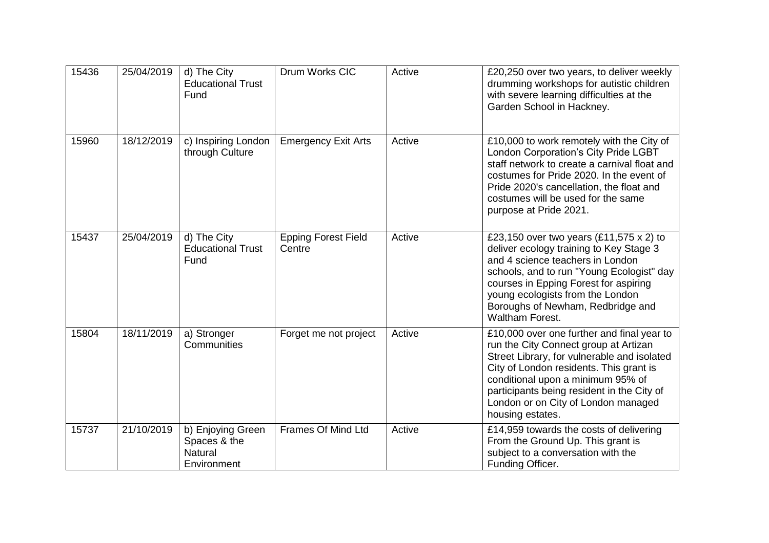| 15436 | 25/04/2019 | d) The City Educational Trust Fund | Drum Works CIC | Active | £20,250 over two years, to deliver weekly drumming workshops for autistic children with severe learning difficulties at the Garden School in Hackney. |
|---|---|---|---|---|---|
| 15960 | 18/12/2019 | c) Inspiring London through Culture | Emergency Exit Arts | Active | £10,000 to work remotely with the City of London Corporation's City Pride LGBT staff network to create a carnival float and costumes for Pride 2020. In the event of Pride 2020's cancellation, the float and costumes will be used for the same purpose at Pride 2021. |
| 15437 | 25/04/2019 | d) The City Educational Trust Fund | Epping Forest Field Centre | Active | £23,150 over two years (£11,575 x 2) to deliver ecology training to Key Stage 3 and 4 science teachers in London schools, and to run "Young Ecologist" day courses in Epping Forest for aspiring young ecologists from the London Boroughs of Newham, Redbridge and Waltham Forest. |
| 15804 | 18/11/2019 | a) Stronger Communities | Forget me not project | Active | £10,000 over one further and final year to run the City Connect group at Artizan Street Library, for vulnerable and isolated City of London residents. This grant is conditional upon a minimum 95% of participants being resident in the City of London or on City of London managed housing estates. |
| 15737 | 21/10/2019 | b) Enjoying Green Spaces & the Natural Environment | Frames Of Mind Ltd | Active | £14,959 towards the costs of delivering From the Ground Up. This grant is subject to a conversation with the Funding Officer. |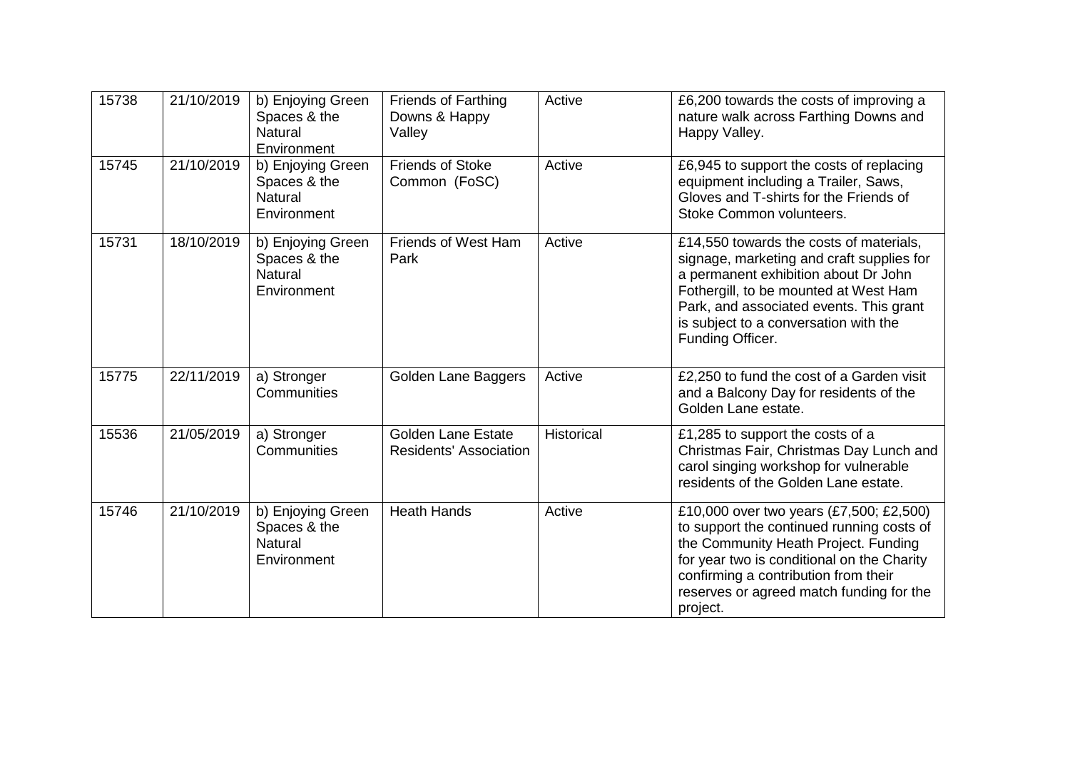| | | | | | |
|---|---|---|---|---|---|
| 15738 | 21/10/2019 | b) Enjoying Green Spaces & the Natural Environment | Friends of Farthing Downs & Happy Valley | Active | £6,200 towards the costs of improving a nature walk across Farthing Downs and Happy Valley. |
| 15745 | 21/10/2019 | b) Enjoying Green Spaces & the Natural Environment | Friends of Stoke Common (FoSC) | Active | £6,945 to support the costs of replacing equipment including a Trailer, Saws, Gloves and T-shirts for the Friends of Stoke Common volunteers. |
| 15731 | 18/10/2019 | b) Enjoying Green Spaces & the Natural Environment | Friends of West Ham Park | Active | £14,550 towards the costs of materials, signage, marketing and craft supplies for a permanent exhibition about Dr John Fothergill, to be mounted at West Ham Park, and associated events. This grant is subject to a conversation with the Funding Officer. |
| 15775 | 22/11/2019 | a) Stronger Communities | Golden Lane Baggers | Active | £2,250 to fund the cost of a Garden visit and a Balcony Day for residents of the Golden Lane estate. |
| 15536 | 21/05/2019 | a) Stronger Communities | Golden Lane Estate Residents' Association | Historical | £1,285 to support the costs of a Christmas Fair, Christmas Day Lunch and carol singing workshop for vulnerable residents of the Golden Lane estate. |
| 15746 | 21/10/2019 | b) Enjoying Green Spaces & the Natural Environment | Heath Hands | Active | £10,000 over two years (£7,500; £2,500) to support the continued running costs of the Community Heath Project. Funding for year two is conditional on the Charity confirming a contribution from their reserves or agreed match funding for the project. |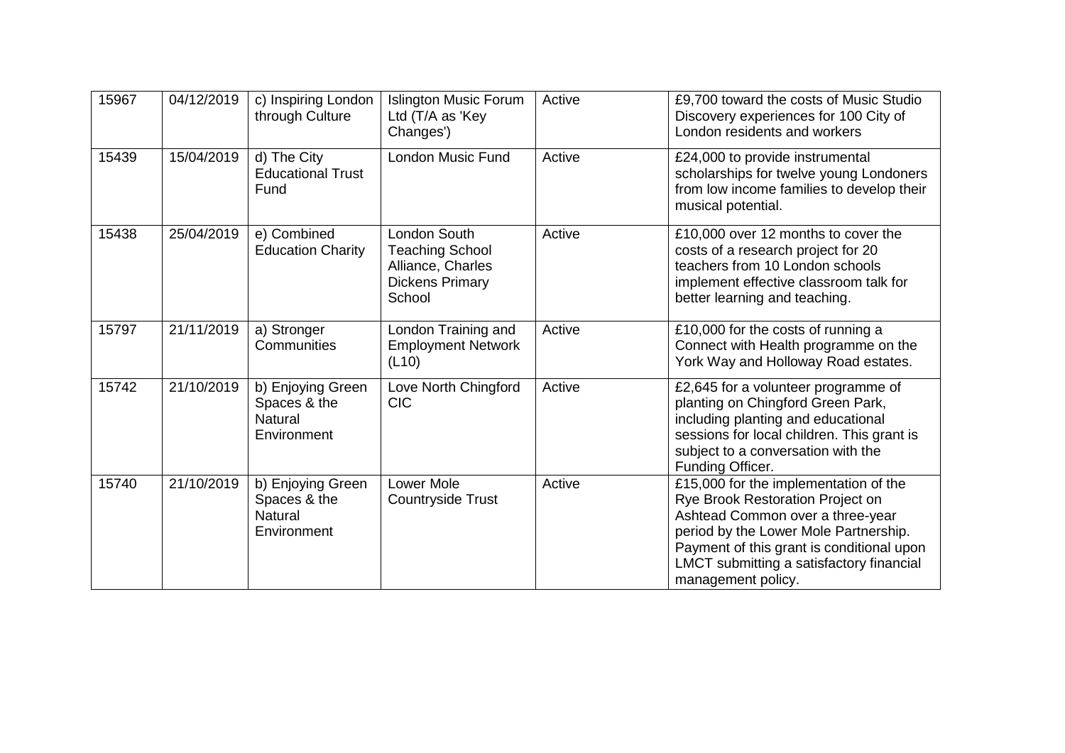| 15967 | 04/12/2019 | c) Inspiring London through Culture | Islington Music Forum Ltd (T/A as 'Key Changes') | Active | £9,700 toward the costs of Music Studio Discovery experiences for 100 City of London residents and workers |
|---|---|---|---|---|---|
| 15439 | 15/04/2019 | d) The City Educational Trust Fund | London Music Fund | Active | £24,000 to provide instrumental scholarships for twelve young Londoners from low income families to develop their musical potential. |
| 15438 | 25/04/2019 | e) Combined Education Charity | London South Teaching School Alliance, Charles Dickens Primary School | Active | £10,000 over 12 months to cover the costs of a research project for 20 teachers from 10 London schools implement effective classroom talk for better learning and teaching. |
| 15797 | 21/11/2019 | a) Stronger Communities | London Training and Employment Network (L10) | Active | £10,000 for the costs of running a Connect with Health programme on the York Way and Holloway Road estates. |
| 15742 | 21/10/2019 | b) Enjoying Green Spaces & the Natural Environment | Love North Chingford CIC | Active | £2,645 for a volunteer programme of planting on Chingford Green Park, including planting and educational sessions for local children. This grant is subject to a conversation with the Funding Officer. |
| 15740 | 21/10/2019 | b) Enjoying Green Spaces & the Natural Environment | Lower Mole Countryside Trust | Active | £15,000 for the implementation of the Rye Brook Restoration Project on Ashtead Common over a three-year period by the Lower Mole Partnership. Payment of this grant is conditional upon LMCT submitting a satisfactory financial management policy. |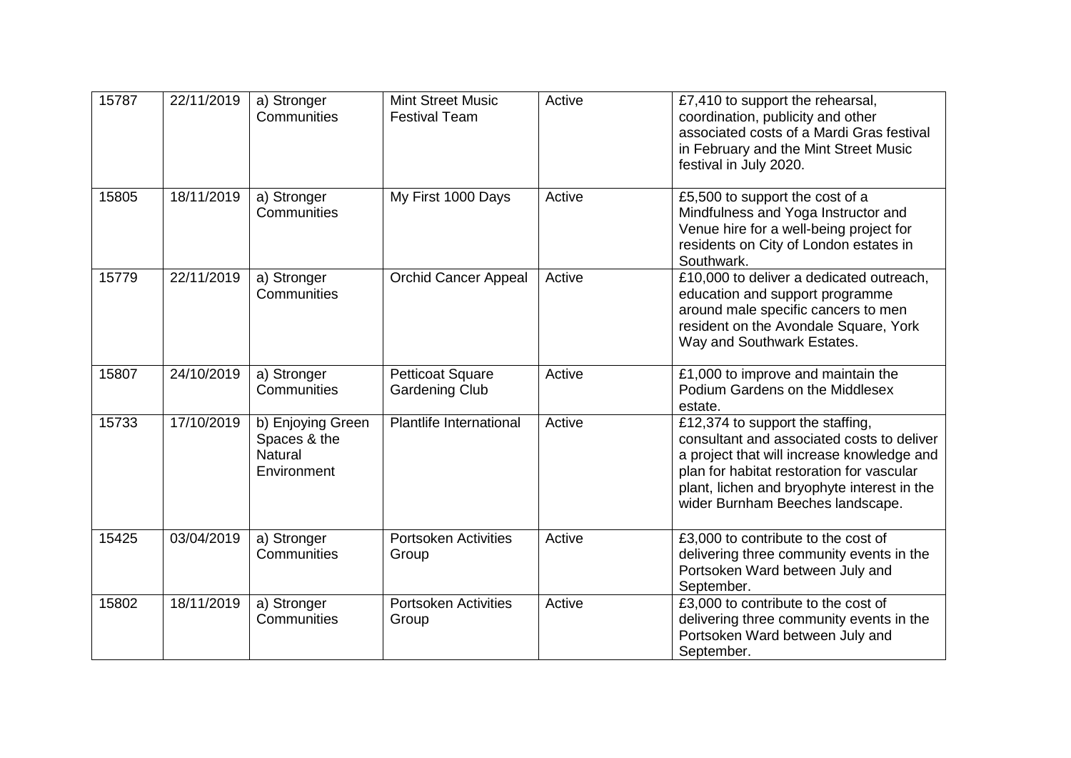| 15787 | 22/11/2019 | a) Stronger Communities | Mint Street Music Festival Team | Active | £7,410 to support the rehearsal, coordination, publicity and other associated costs of a Mardi Gras festival in February and the Mint Street Music festival in July 2020. |
|---|---|---|---|---|---|
| 15805 | 18/11/2019 | a) Stronger Communities | My First 1000 Days | Active | £5,500 to support the cost of a Mindfulness and Yoga Instructor and Venue hire for a well-being project for residents on City of London estates in Southwark. |
| 15779 | 22/11/2019 | a) Stronger Communities | Orchid Cancer Appeal | Active | £10,000 to deliver a dedicated outreach, education and support programme around male specific cancers to men resident on the Avondale Square, York Way and Southwark Estates. |
| 15807 | 24/10/2019 | a) Stronger Communities | Petticoat Square Gardening Club | Active | £1,000 to improve and maintain the Podium Gardens on the Middlesex estate. |
| 15733 | 17/10/2019 | b) Enjoying Green Spaces & the Natural Environment | Plantlife International | Active | £12,374 to support the staffing, consultant and associated costs to deliver a project that will increase knowledge and plan for habitat restoration for vascular plant, lichen and bryophyte interest in the wider Burnham Beeches landscape. |
| 15425 | 03/04/2019 | a) Stronger Communities | Portsoken Activities Group | Active | £3,000 to contribute to the cost of delivering three community events in the Portsoken Ward between July and September. |
| 15802 | 18/11/2019 | a) Stronger Communities | Portsoken Activities Group | Active | £3,000 to contribute to the cost of delivering three community events in the Portsoken Ward between July and September. |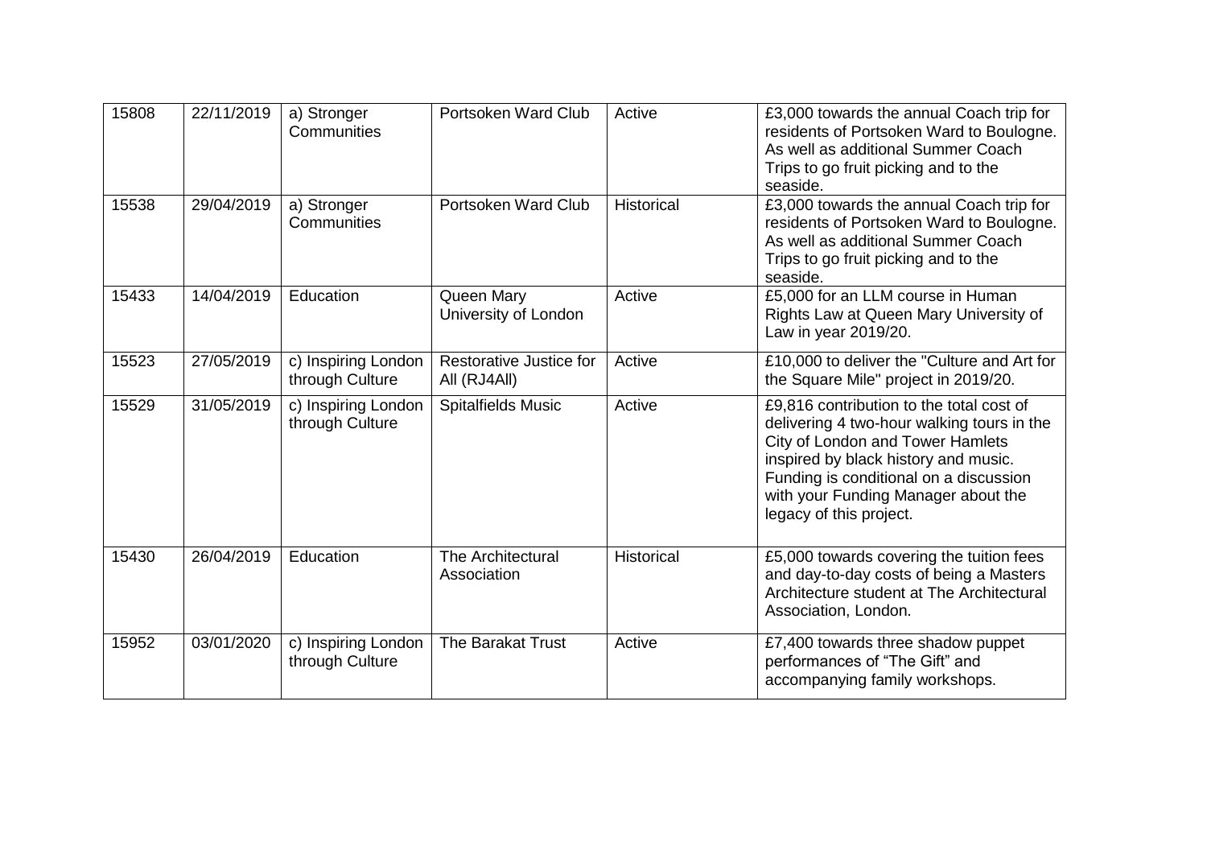| 15808 | 22/11/2019 | a) Stronger Communities | Portsoken Ward Club | Active | £3,000 towards the annual Coach trip for residents of Portsoken Ward to Boulogne. As well as additional Summer Coach Trips to go fruit picking and to the seaside. |
|---|---|---|---|---|---|
| 15538 | 29/04/2019 | a) Stronger Communities | Portsoken Ward Club | Historical | £3,000 towards the annual Coach trip for residents of Portsoken Ward to Boulogne. As well as additional Summer Coach Trips to go fruit picking and to the seaside. |
| 15433 | 14/04/2019 | Education | Queen Mary University of London | Active | £5,000 for an LLM course in Human Rights Law at Queen Mary University of Law in year 2019/20. |
| 15523 | 27/05/2019 | c) Inspiring London through Culture | Restorative Justice for All (RJ4All) | Active | £10,000 to deliver the "Culture and Art for the Square Mile" project in 2019/20. |
| 15529 | 31/05/2019 | c) Inspiring London through Culture | Spitalfields Music | Active | £9,816 contribution to the total cost of delivering 4 two-hour walking tours in the City of London and Tower Hamlets inspired by black history and music. Funding is conditional on a discussion with your Funding Manager about the legacy of this project. |
| 15430 | 26/04/2019 | Education | The Architectural Association | Historical | £5,000 towards covering the tuition fees and day-to-day costs of being a Masters Architecture student at The Architectural Association, London. |
| 15952 | 03/01/2020 | c) Inspiring London through Culture | The Barakat Trust | Active | £7,400 towards three shadow puppet performances of "The Gift" and accompanying family workshops. |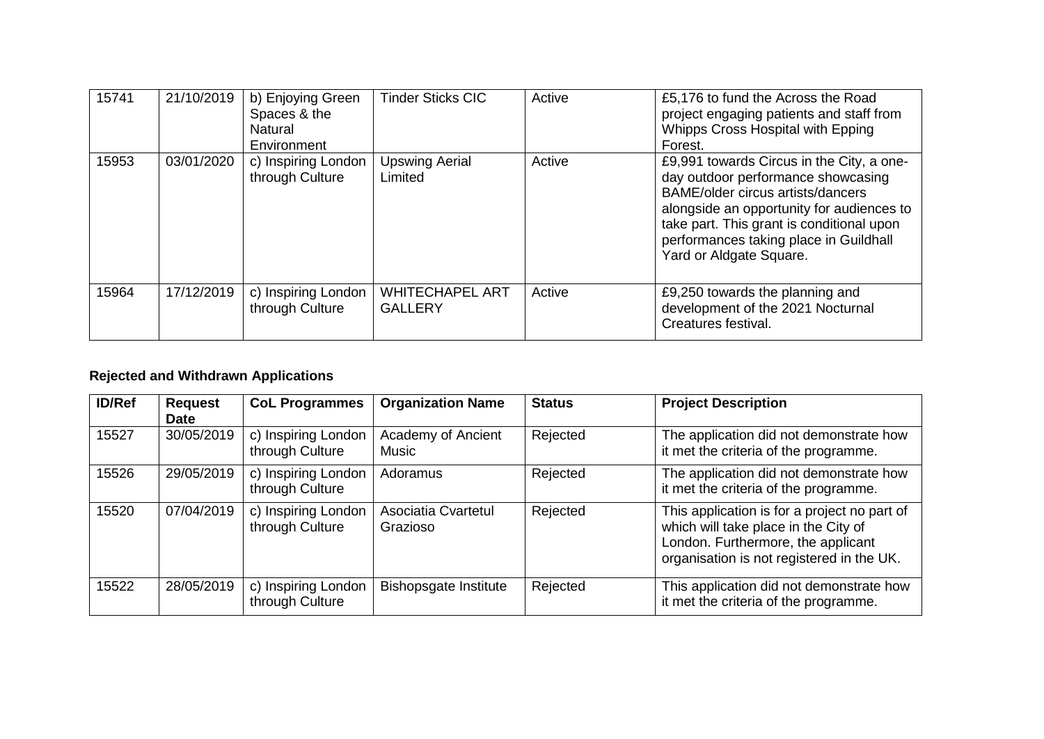| 15741 | 21/10/2019 | b) Enjoying Green Spaces & the Natural Environment | Tinder Sticks CIC | Active | £5,176 to fund the Across the Road project engaging patients and staff from Whipps Cross Hospital with Epping Forest. |
|---|---|---|---|---|---|
| 15953 | 03/01/2020 | c) Inspiring London through Culture | Upswing Aerial Limited | Active | £9,991 towards Circus in the City, a one-day outdoor performance showcasing BAME/older circus artists/dancers alongside an opportunity for audiences to take part. This grant is conditional upon performances taking place in Guildhall Yard or Aldgate Square. |
| 15964 | 17/12/2019 | c) Inspiring London through Culture | WHITECHAPEL ART GALLERY | Active | £9,250 towards the planning and development of the 2021 Nocturnal Creatures festival. |

**Rejected and Withdrawn Applications**

| ID/Ref | Request Date | CoL Programmes | Organization Name | Status | Project Description |
|---|---|---|---|---|---|
| 15527 | 30/05/2019 | c) Inspiring London through Culture | Academy of Ancient Music | Rejected | The application did not demonstrate how it met the criteria of the programme. |
| 15526 | 29/05/2019 | c) Inspiring London through Culture | Adoramus | Rejected | The application did not demonstrate how it met the criteria of the programme. |
| 15520 | 07/04/2019 | c) Inspiring London through Culture | Asociatia Cvartetul Grazioso | Rejected | This application is for a project no part of which will take place in the City of London. Furthermore, the applicant organisation is not registered in the UK. |
| 15522 | 28/05/2019 | c) Inspiring London through Culture | Bishopsgate Institute | Rejected | This application did not demonstrate how it met the criteria of the programme. |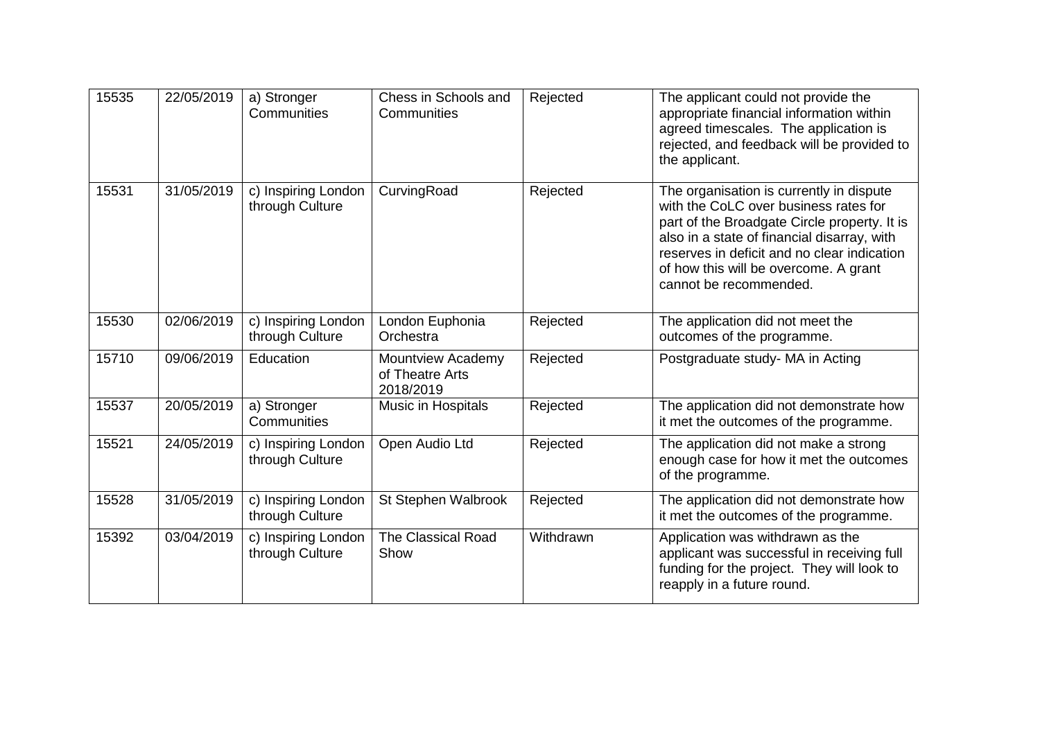| 15535 | 22/05/2019 | a) Stronger Communities | Chess in Schools and Communities | Rejected | The applicant could not provide the appropriate financial information within agreed timescales. The application is rejected, and feedback will be provided to the applicant. |
|---|---|---|---|---|---|
| 15531 | 31/05/2019 | c) Inspiring London through Culture | CurvingRoad | Rejected | The organisation is currently in dispute with the CoLC over business rates for part of the Broadgate Circle property. It is also in a state of financial disarray, with reserves in deficit and no clear indication of how this will be overcome. A grant cannot be recommended. |
| 15530 | 02/06/2019 | c) Inspiring London through Culture | London Euphonia Orchestra | Rejected | The application did not meet the outcomes of the programme. |
| 15710 | 09/06/2019 | Education | Mountview Academy of Theatre Arts 2018/2019 | Rejected | Postgraduate study- MA in Acting |
| 15537 | 20/05/2019 | a) Stronger Communities | Music in Hospitals | Rejected | The application did not demonstrate how it met the outcomes of the programme. |
| 15521 | 24/05/2019 | c) Inspiring London through Culture | Open Audio Ltd | Rejected | The application did not make a strong enough case for how it met the outcomes of the programme. |
| 15528 | 31/05/2019 | c) Inspiring London through Culture | St Stephen Walbrook | Rejected | The application did not demonstrate how it met the outcomes of the programme. |
| 15392 | 03/04/2019 | c) Inspiring London through Culture | The Classical Road Show | Withdrawn | Application was withdrawn as the applicant was successful in receiving full funding for the project. They will look to reapply in a future round. |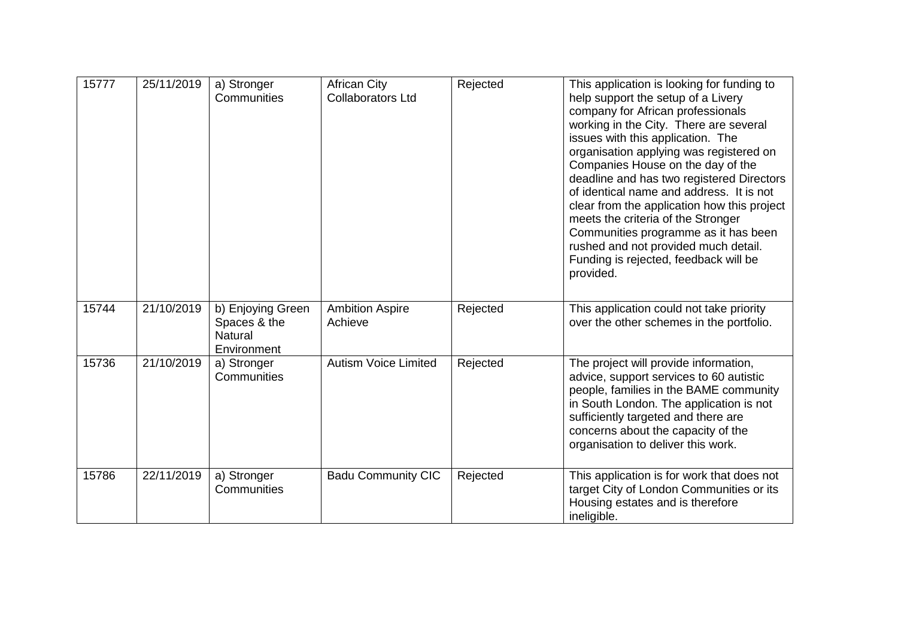| 15777 | 25/11/2019 | a) Stronger Communities | African City Collaborators Ltd | Rejected | This application is looking for funding to help support the setup of a Livery company for African professionals working in the City. There are several issues with this application. The organisation applying was registered on Companies House on the day of the deadline and has two registered Directors of identical name and address. It is not clear from the application how this project meets the criteria of the Stronger Communities programme as it has been rushed and not provided much detail. Funding is rejected, feedback will be provided. |
|---|---|---|---|---|---|
| 15744 | 21/10/2019 | b) Enjoying Green Spaces & the Natural Environment | Ambition Aspire Achieve | Rejected | This application could not take priority over the other schemes in the portfolio. |
| 15736 | 21/10/2019 | a) Stronger Communities | Autism Voice Limited | Rejected | The project will provide information, advice, support services to 60 autistic people, families in the BAME community in South London. The application is not sufficiently targeted and there are concerns about the capacity of the organisation to deliver this work. |
| 15786 | 22/11/2019 | a) Stronger Communities | Badu Community CIC | Rejected | This application is for work that does not target City of London Communities or its Housing estates and is therefore ineligible. |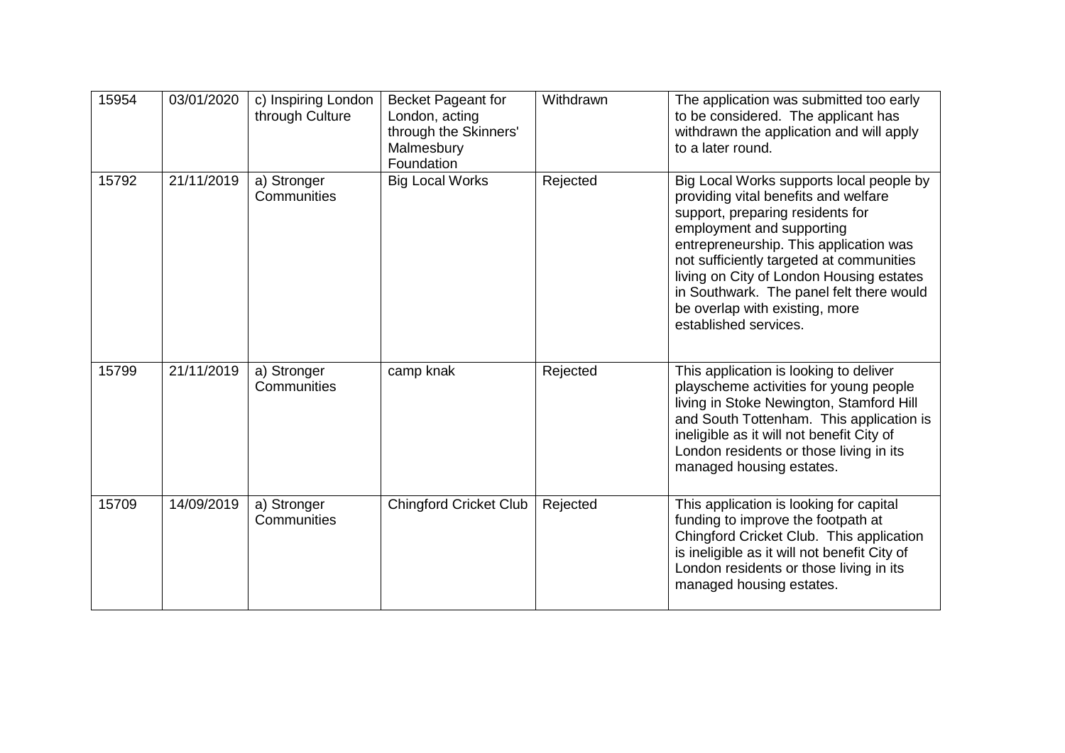| 15954 | 03/01/2020 | c) Inspiring London through Culture | Becket Pageant for London, acting through the Skinners' Malmesbury Foundation | Withdrawn | The application was submitted too early to be considered. The applicant has withdrawn the application and will apply to a later round. |
|---|---|---|---|---|---|
| 15792 | 21/11/2019 | a) Stronger Communities | Big Local Works | Rejected | Big Local Works supports local people by providing vital benefits and welfare support, preparing residents for employment and supporting entrepreneurship. This application was not sufficiently targeted at communities living on City of London Housing estates in Southwark. The panel felt there would be overlap with existing, more established services. |
| 15799 | 21/11/2019 | a) Stronger Communities | camp knak | Rejected | This application is looking to deliver playscheme activities for young people living in Stoke Newington, Stamford Hill and South Tottenham. This application is ineligible as it will not benefit City of London residents or those living in its managed housing estates. |
| 15709 | 14/09/2019 | a) Stronger Communities | Chingford Cricket Club | Rejected | This application is looking for capital funding to improve the footpath at Chingford Cricket Club. This application is ineligible as it will not benefit City of London residents or those living in its managed housing estates. |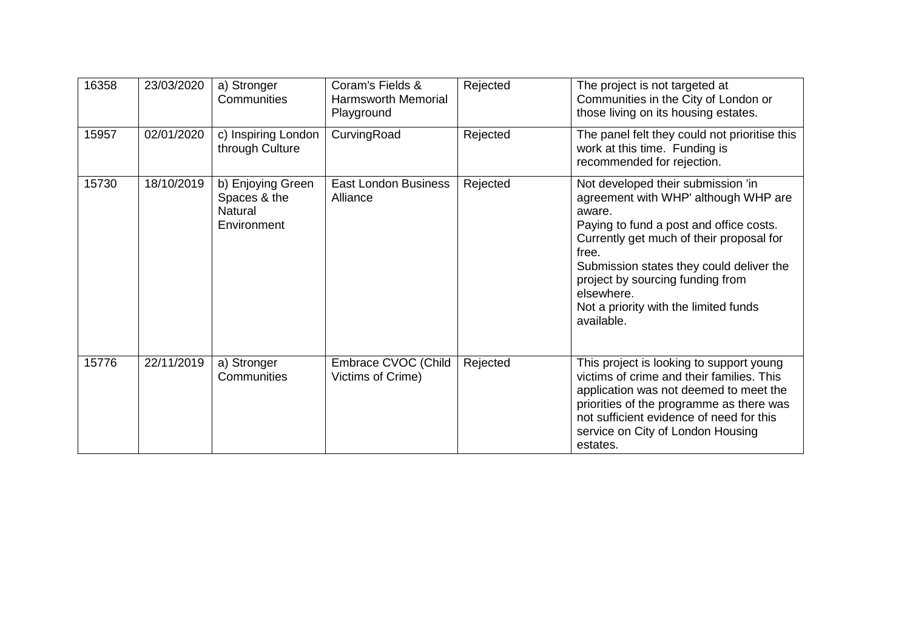| 16358 | 23/03/2020 | a) Stronger Communities | Coram's Fields & Harmsworth Memorial Playground | Rejected | The project is not targeted at Communities in the City of London or those living on its housing estates. |
|---|---|---|---|---|---|
| 15957 | 02/01/2020 | c) Inspiring London through Culture | CurvingRoad | Rejected | The panel felt they could not prioritise this work at this time. Funding is recommended for rejection. |
| 15730 | 18/10/2019 | b) Enjoying Green Spaces & the Natural Environment | East London Business Alliance | Rejected | Not developed their submission 'in agreement with WHP' although WHP are aware.<br>Paying to fund a post and office costs.<br>Currently get much of their proposal for free.<br>Submission states they could deliver the project by sourcing funding from elsewhere.<br>Not a priority with the limited funds available. |
| 15776 | 22/11/2019 | a) Stronger Communities | Embrace CVOC (Child Victims of Crime) | Rejected | This project is looking to support young victims of crime and their families. This application was not deemed to meet the priorities of the programme as there was not sufficient evidence of need for this service on City of London Housing estates. |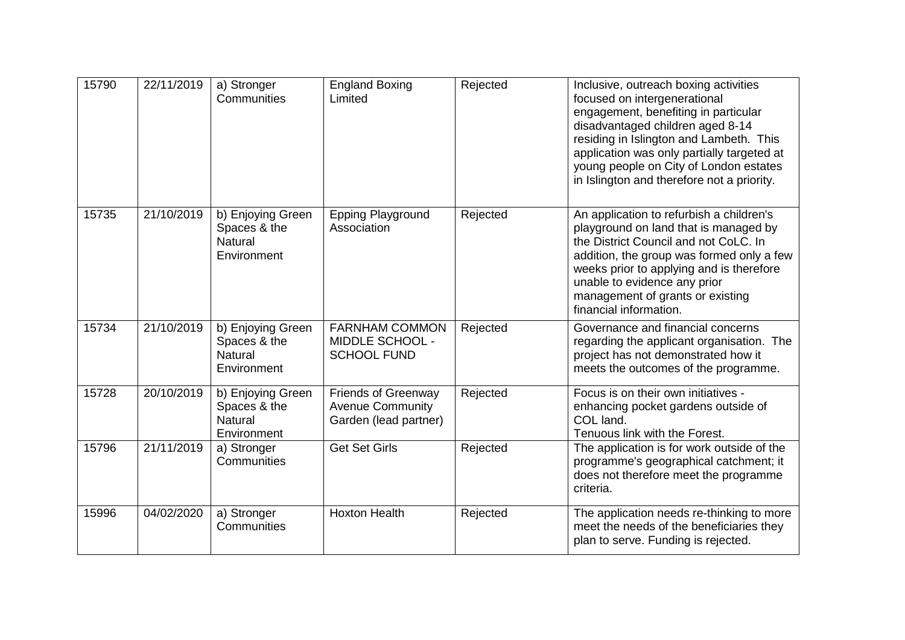| 15790 | 22/11/2019 | a) Stronger Communities | England Boxing Limited | Rejected | Inclusive, outreach boxing activities focused on intergenerational engagement, benefiting in particular disadvantaged children aged 8-14 residing in Islington and Lambeth. This application was only partially targeted at young people on City of London estates in Islington and therefore not a priority. |
|---|---|---|---|---|---|
| 15735 | 21/10/2019 | b) Enjoying Green Spaces & the Natural Environment | Epping Playground Association | Rejected | An application to refurbish a children's playground on land that is managed by the District Council and not CoLC. In addition, the group was formed only a few weeks prior to applying and is therefore unable to evidence any prior management of grants or existing financial information. |
| 15734 | 21/10/2019 | b) Enjoying Green Spaces & the Natural Environment | FARNHAM COMMON MIDDLE SCHOOL - SCHOOL FUND | Rejected | Governance and financial concerns regarding the applicant organisation. The project has not demonstrated how it meets the outcomes of the programme. |
| 15728 | 20/10/2019 | b) Enjoying Green Spaces & the Natural Environment | Friends of Greenway Avenue Community Garden (lead partner) | Rejected | Focus is on their own initiatives - enhancing pocket gardens outside of COL land.<br>Tenuous link with the Forest. |
| 15796 | 21/11/2019 | a) Stronger Communities | Get Set Girls | Rejected | The application is for work outside of the programme's geographical catchment; it does not therefore meet the programme criteria. |
| 15996 | 04/02/2020 | a) Stronger Communities | Hoxton Health | Rejected | The application needs re-thinking to more meet the needs of the beneficiaries they plan to serve. Funding is rejected. |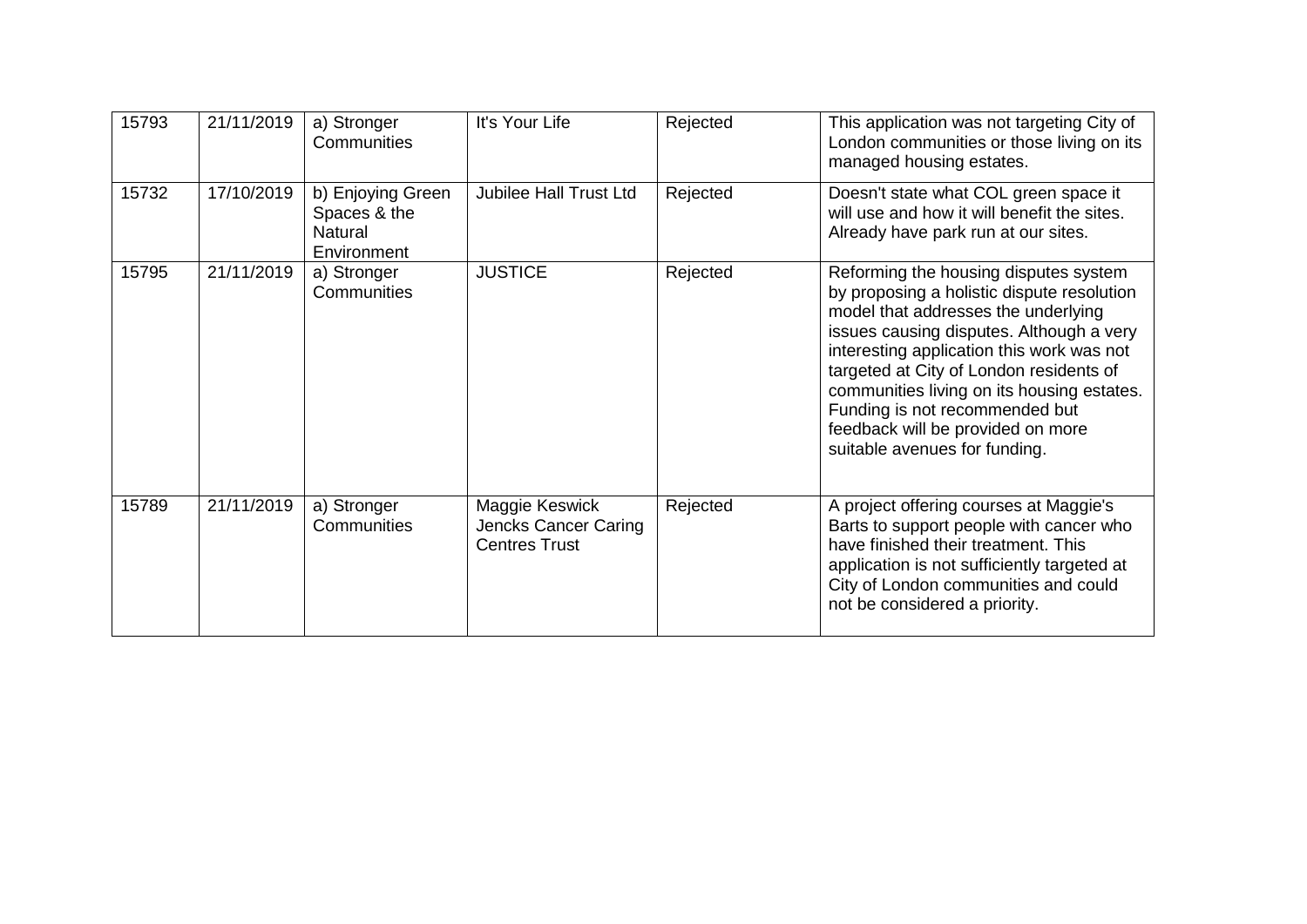| | | | | | |
|---|---|---|---|---|---|
| 15793 | 21/11/2019 | a) Stronger Communities | It's Your Life | Rejected | This application was not targeting City of London communities or those living on its managed housing estates. |
| 15732 | 17/10/2019 | b) Enjoying Green Spaces & the Natural Environment | Jubilee Hall Trust Ltd | Rejected | Doesn't state what COL green space it will use and how it will benefit the sites. Already have park run at our sites. |
| 15795 | 21/11/2019 | a) Stronger Communities | JUSTICE | Rejected | Reforming the housing disputes system by proposing a holistic dispute resolution model that addresses the underlying issues causing disputes. Although a very interesting application this work was not targeted at City of London residents of communities living on its housing estates. Funding is not recommended but feedback will be provided on more suitable avenues for funding. |
| 15789 | 21/11/2019 | a) Stronger Communities | Maggie Keswick Jencks Cancer Caring Centres Trust | Rejected | A project offering courses at Maggie's Barts to support people with cancer who have finished their treatment. This application is not sufficiently targeted at City of London communities and could not be considered a priority. |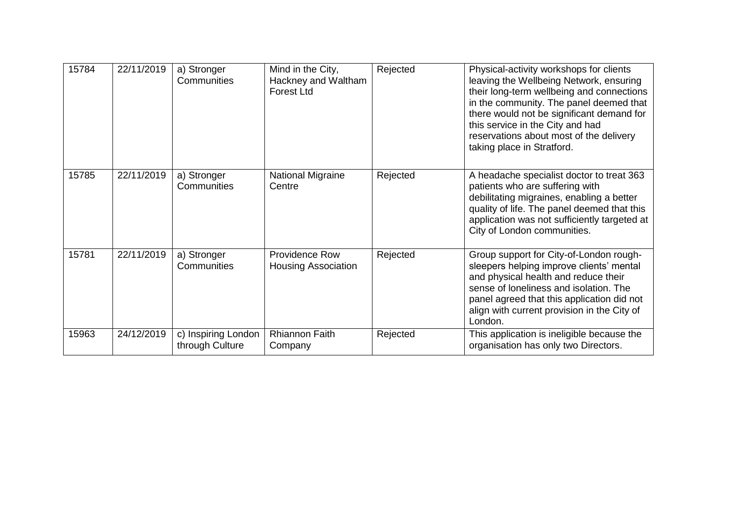| 15784 | 22/11/2019 | a) Stronger Communities | Mind in the City, Hackney and Waltham Forest Ltd | Rejected | Physical-activity workshops for clients leaving the Wellbeing Network, ensuring their long-term wellbeing and connections in the community. The panel deemed that there would not be significant demand for this service in the City and had reservations about most of the delivery taking place in Stratford. |
|---|---|---|---|---|---|
| 15785 | 22/11/2019 | a) Stronger Communities | National Migraine Centre | Rejected | A headache specialist doctor to treat 363 patients who are suffering with debilitating migraines, enabling a better quality of life. The panel deemed that this application was not sufficiently targeted at City of London communities. |
| 15781 | 22/11/2019 | a) Stronger Communities | Providence Row Housing Association | Rejected | Group support for City-of-London rough-sleepers helping improve clients' mental and physical health and reduce their sense of loneliness and isolation. The panel agreed that this application did not align with current provision in the City of London. |
| 15963 | 24/12/2019 | c) Inspiring London through Culture | Rhiannon Faith Company | Rejected | This application is ineligible because the organisation has only two Directors. |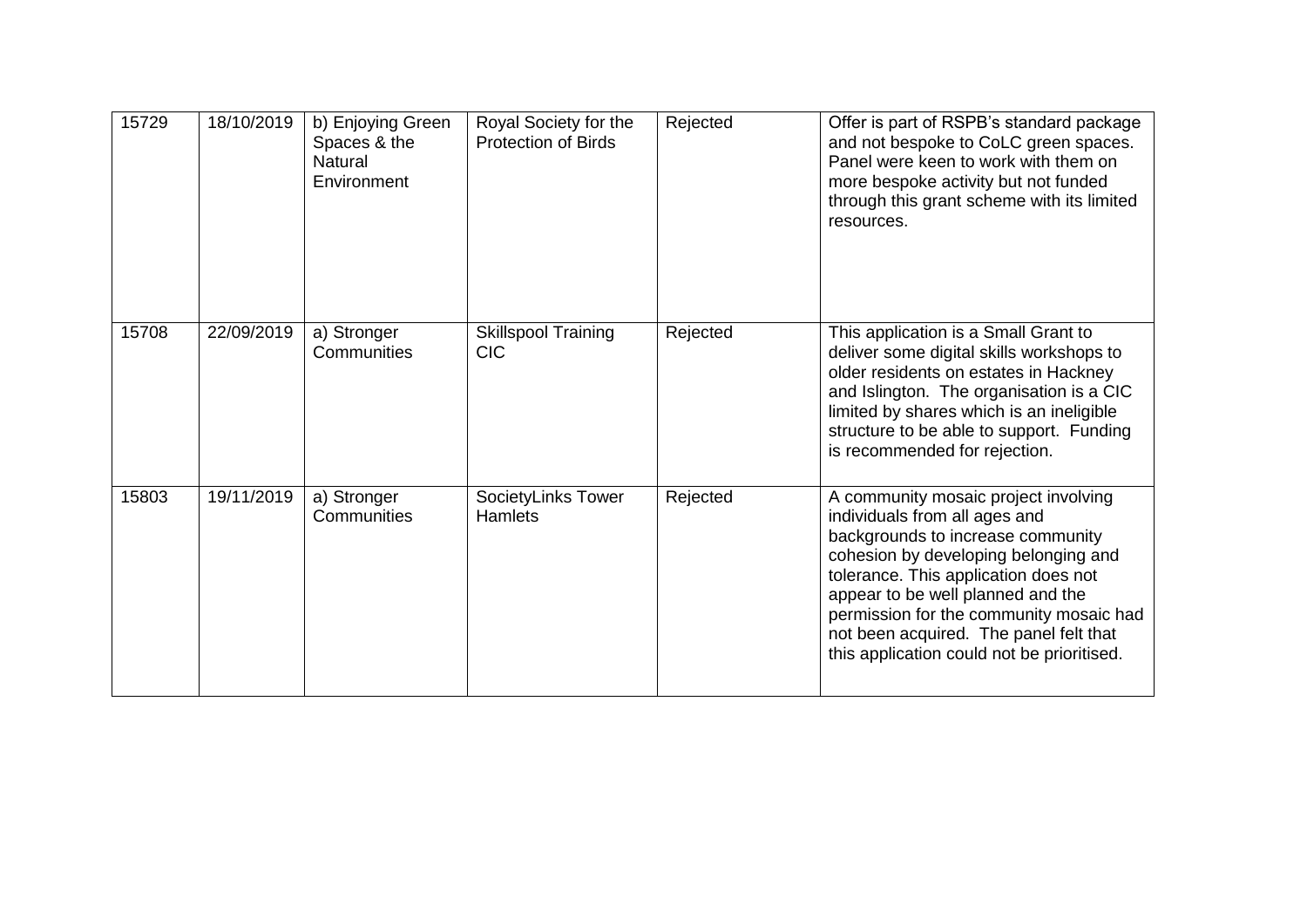| 15729 | 18/10/2019 | b) Enjoying Green Spaces & the Natural Environment | Royal Society for the Protection of Birds | Rejected | Offer is part of RSPB's standard package and not bespoke to CoLC green spaces. Panel were keen to work with them on more bespoke activity but not funded through this grant scheme with its limited resources. |
|---|---|---|---|---|---|
| 15708 | 22/09/2019 | a) Stronger Communities | Skillspool Training CIC | Rejected | This application is a Small Grant to deliver some digital skills workshops to older residents on estates in Hackney and Islington. The organisation is a CIC limited by shares which is an ineligible structure to be able to support. Funding is recommended for rejection. |
| 15803 | 19/11/2019 | a) Stronger Communities | SocietyLinks Tower Hamlets | Rejected | A community mosaic project involving individuals from all ages and backgrounds to increase community cohesion by developing belonging and tolerance. This application does not appear to be well planned and the permission for the community mosaic had not been acquired. The panel felt that this application could not be prioritised. |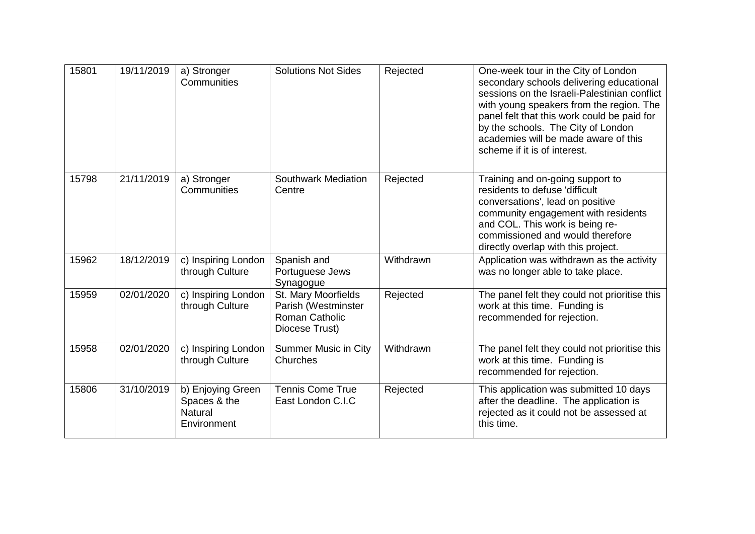| | | | | | |
|---|---|---|---|---|---|
| 15801 | 19/11/2019 | a) Stronger Communities | Solutions Not Sides | Rejected | One-week tour in the City of London secondary schools delivering educational sessions on the Israeli-Palestinian conflict with young speakers from the region. The panel felt that this work could be paid for by the schools. The City of London academies will be made aware of this scheme if it is of interest. |
| 15798 | 21/11/2019 | a) Stronger Communities | Southwark Mediation Centre | Rejected | Training and on-going support to residents to defuse 'difficult conversations', lead on positive community engagement with residents and COL. This work is being re-commissioned and would therefore directly overlap with this project. |
| 15962 | 18/12/2019 | c) Inspiring London through Culture | Spanish and Portuguese Jews Synagogue | Withdrawn | Application was withdrawn as the activity was no longer able to take place. |
| 15959 | 02/01/2020 | c) Inspiring London through Culture | St. Mary Moorfields Parish (Westminster Roman Catholic Diocese Trust) | Rejected | The panel felt they could not prioritise this work at this time. Funding is recommended for rejection. |
| 15958 | 02/01/2020 | c) Inspiring London through Culture | Summer Music in City Churches | Withdrawn | The panel felt they could not prioritise this work at this time. Funding is recommended for rejection. |
| 15806 | 31/10/2019 | b) Enjoying Green Spaces & the Natural Environment | Tennis Come True East London C.I.C | Rejected | This application was submitted 10 days after the deadline. The application is rejected as it could not be assessed at this time. |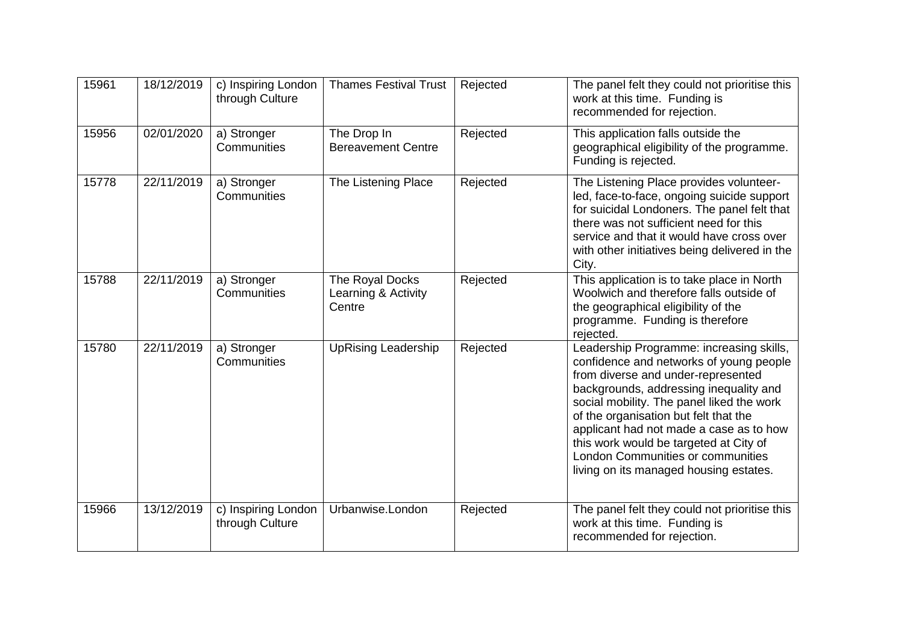| 15961 | 18/12/2019 | c) Inspiring London through Culture | Thames Festival Trust | Rejected | The panel felt they could not prioritise this work at this time. Funding is recommended for rejection. |
|---|---|---|---|---|---|
| 15956 | 02/01/2020 | a) Stronger Communities | The Drop In Bereavement Centre | Rejected | This application falls outside the geographical eligibility of the programme. Funding is rejected. |
| 15778 | 22/11/2019 | a) Stronger Communities | The Listening Place | Rejected | The Listening Place provides volunteer-led, face-to-face, ongoing suicide support for suicidal Londoners. The panel felt that there was not sufficient need for this service and that it would have cross over with other initiatives being delivered in the City. |
| 15788 | 22/11/2019 | a) Stronger Communities | The Royal Docks Learning & Activity Centre | Rejected | This application is to take place in North Woolwich and therefore falls outside of the geographical eligibility of the programme. Funding is therefore rejected. |
| 15780 | 22/11/2019 | a) Stronger Communities | UpRising Leadership | Rejected | Leadership Programme: increasing skills, confidence and networks of young people from diverse and under-represented backgrounds, addressing inequality and social mobility. The panel liked the work of the organisation but felt that the applicant had not made a case as to how this work would be targeted at City of London Communities or communities living on its managed housing estates. |
| 15966 | 13/12/2019 | c) Inspiring London through Culture | Urbanwise.London | Rejected | The panel felt they could not prioritise this work at this time. Funding is recommended for rejection. |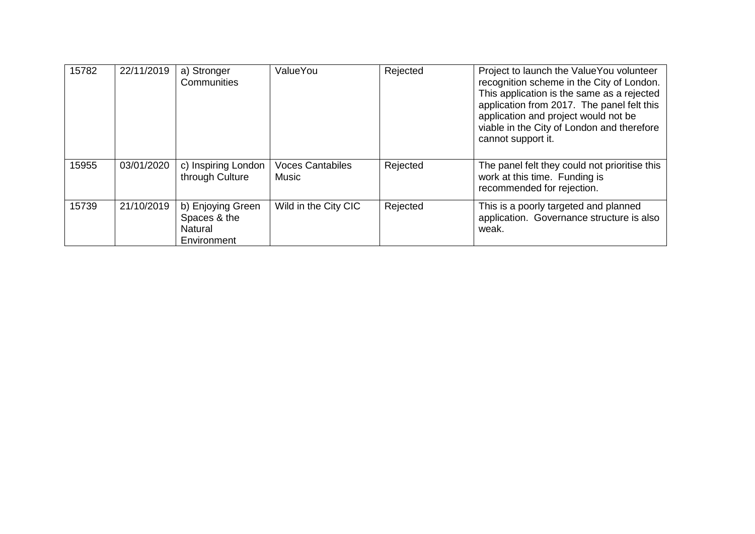| | | | | | |
|---|---|---|---|---|---|
| 15782 | 22/11/2019 | a) Stronger Communities | ValueYou | Rejected | Project to launch the ValueYou volunteer recognition scheme in the City of London. This application is the same as a rejected application from 2017. The panel felt this application and project would not be viable in the City of London and therefore cannot support it. |
| 15955 | 03/01/2020 | c) Inspiring London through Culture | Voces Cantabiles Music | Rejected | The panel felt they could not prioritise this work at this time. Funding is recommended for rejection. |
| 15739 | 21/10/2019 | b) Enjoying Green Spaces & the Natural Environment | Wild in the City CIC | Rejected | This is a poorly targeted and planned application. Governance structure is also weak. |